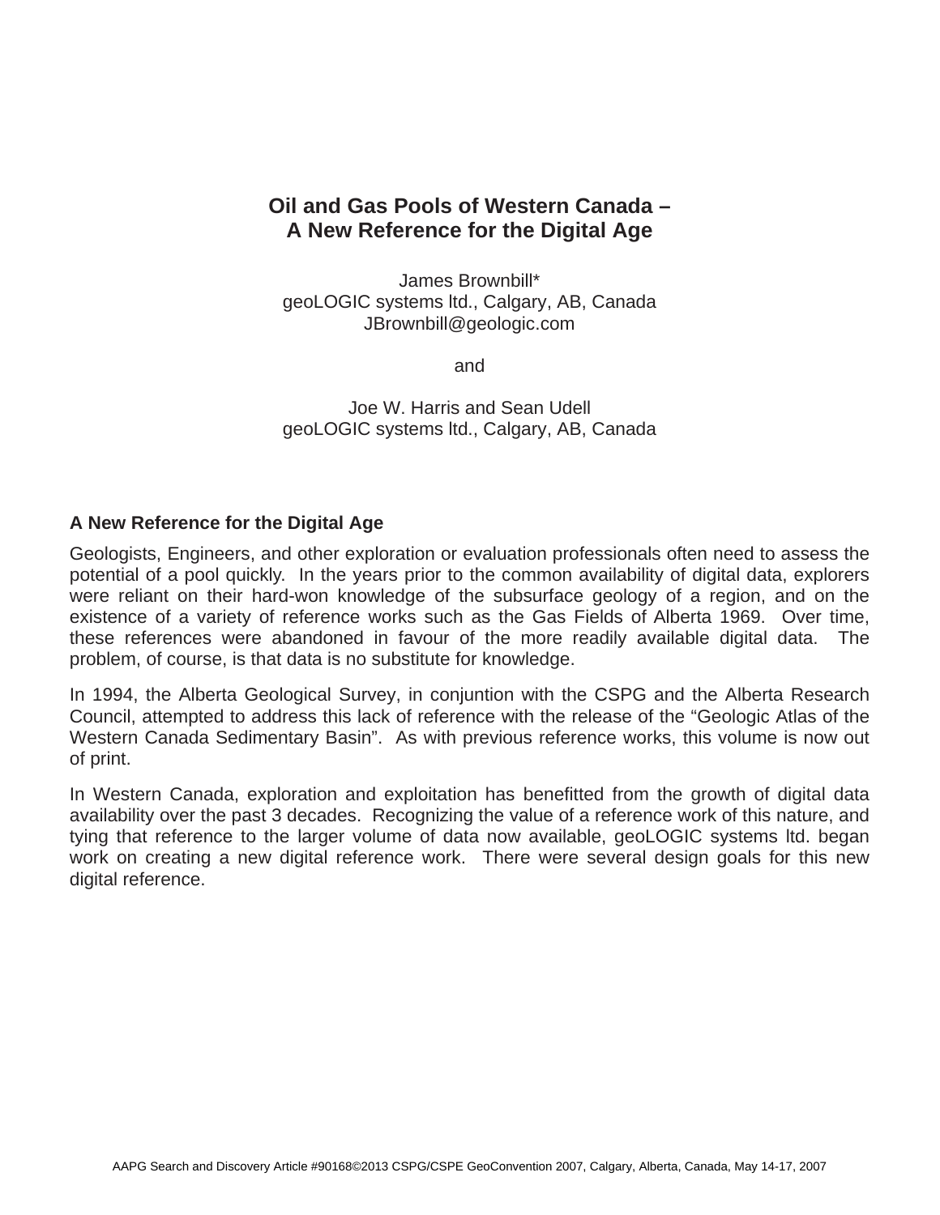# Oil and Gas Pools of Western Canada – A New Reference for the Digital Age

James Brownbill*
geoLOGIC systems ltd., Calgary, AB, Canada
JBrownbill@geologic.com

and

Joe W. Harris and Sean Udell
geoLOGIC systems ltd., Calgary, AB, Canada

## A New Reference for the Digital Age

Geologists, Engineers, and other exploration or evaluation professionals often need to assess the potential of a pool quickly. In the years prior to the common availability of digital data, explorers were reliant on their hard-won knowledge of the subsurface geology of a region, and on the existence of a variety of reference works such as the Gas Fields of Alberta 1969. Over time, these references were abandoned in favour of the more readily available digital data. The problem, of course, is that data is no substitute for knowledge.

In 1994, the Alberta Geological Survey, in conjuntion with the CSPG and the Alberta Research Council, attempted to address this lack of reference with the release of the "Geologic Atlas of the Western Canada Sedimentary Basin". As with previous reference works, this volume is now out of print.

In Western Canada, exploration and exploitation has benefitted from the growth of digital data availability over the past 3 decades. Recognizing the value of a reference work of this nature, and tying that reference to the larger volume of data now available, geoLOGIC systems ltd. began work on creating a new digital reference work. There were several design goals for this new digital reference.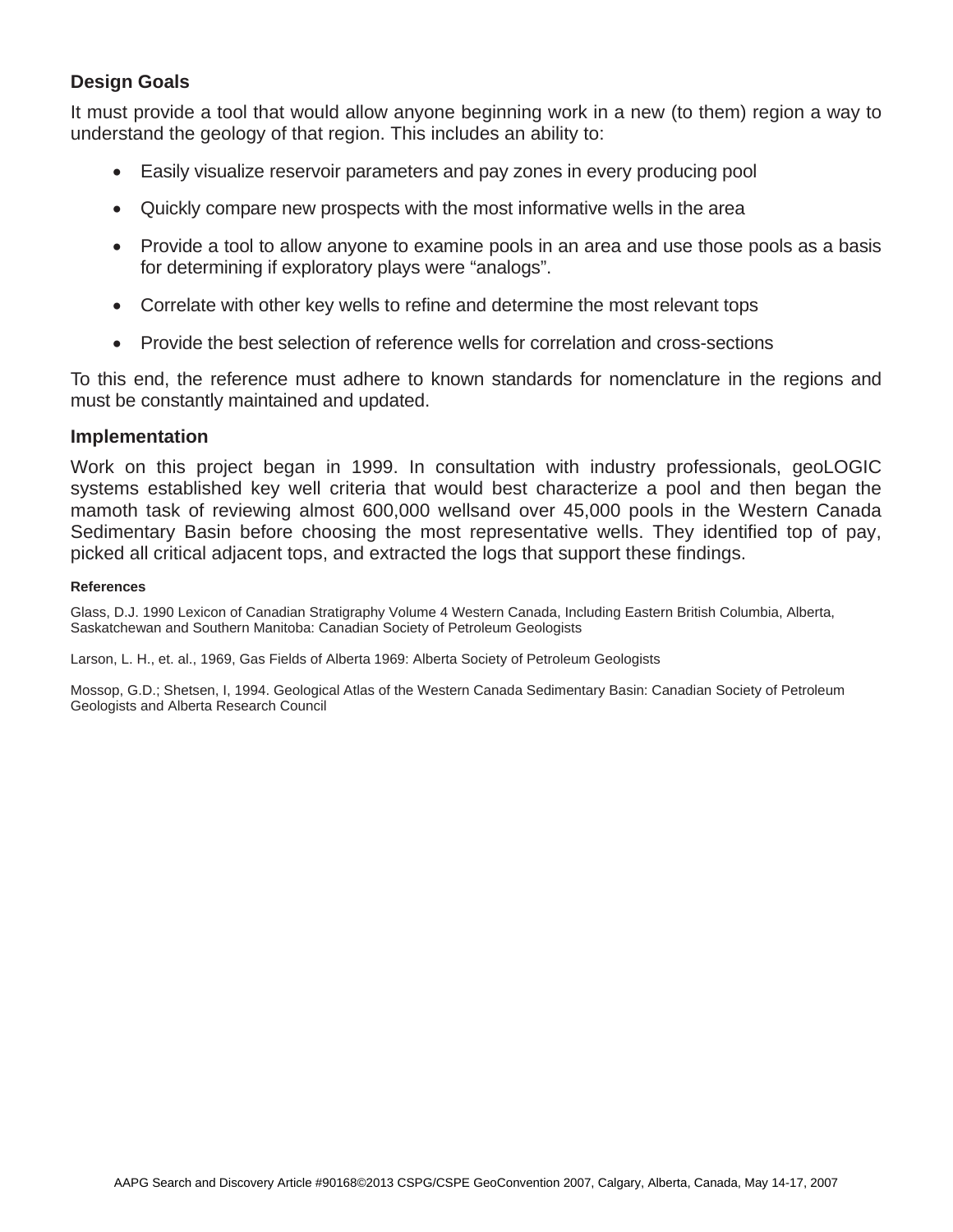## Design Goals

It must provide a tool that would allow anyone beginning work in a new (to them) region a way to understand the geology of that region. This includes an ability to:

- Easily visualize reservoir parameters and pay zones in every producing pool
- Quickly compare new prospects with the most informative wells in the area
- Provide a tool to allow anyone to examine pools in an area and use those pools as a basis for determining if exploratory plays were "analogs".
- Correlate with other key wells to refine and determine the most relevant tops
- Provide the best selection of reference wells for correlation and cross-sections

To this end, the reference must adhere to known standards for nomenclature in the regions and must be constantly maintained and updated.

## Implementation

Work on this project began in 1999. In consultation with industry professionals, geoLOGIC systems established key well criteria that would best characterize a pool and then began the mamoth task of reviewing almost 600,000 wellsand over 45,000 pools in the Western Canada Sedimentary Basin before choosing the most representative wells. They identified top of pay, picked all critical adjacent tops, and extracted the logs that support these findings.

#### References

Glass, D.J. 1990 Lexicon of Canadian Stratigraphy Volume 4 Western Canada, Including Eastern British Columbia, Alberta, Saskatchewan and Southern Manitoba: Canadian Society of Petroleum Geologists

Larson, L. H., et. al., 1969, Gas Fields of Alberta 1969: Alberta Society of Petroleum Geologists

Mossop, G.D.; Shetsen, I, 1994. Geological Atlas of the Western Canada Sedimentary Basin: Canadian Society of Petroleum Geologists and Alberta Research Council